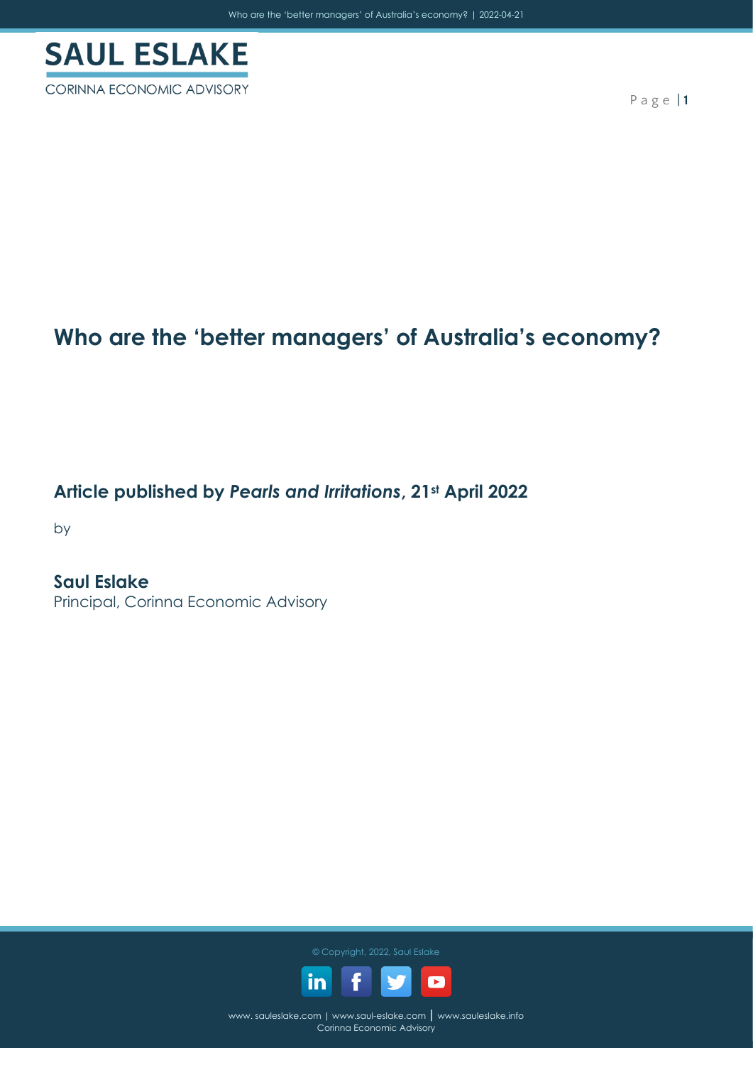**SAUL ESLAKE**

CORINNA ECONOMIC ADVISORY

# Who are the 'better managers' of Australia's economy?

## Article published by *Pearls and Irritations*, 21st April 2022

by

**Saul Eslake**

Principal, Corinna Economic Advisory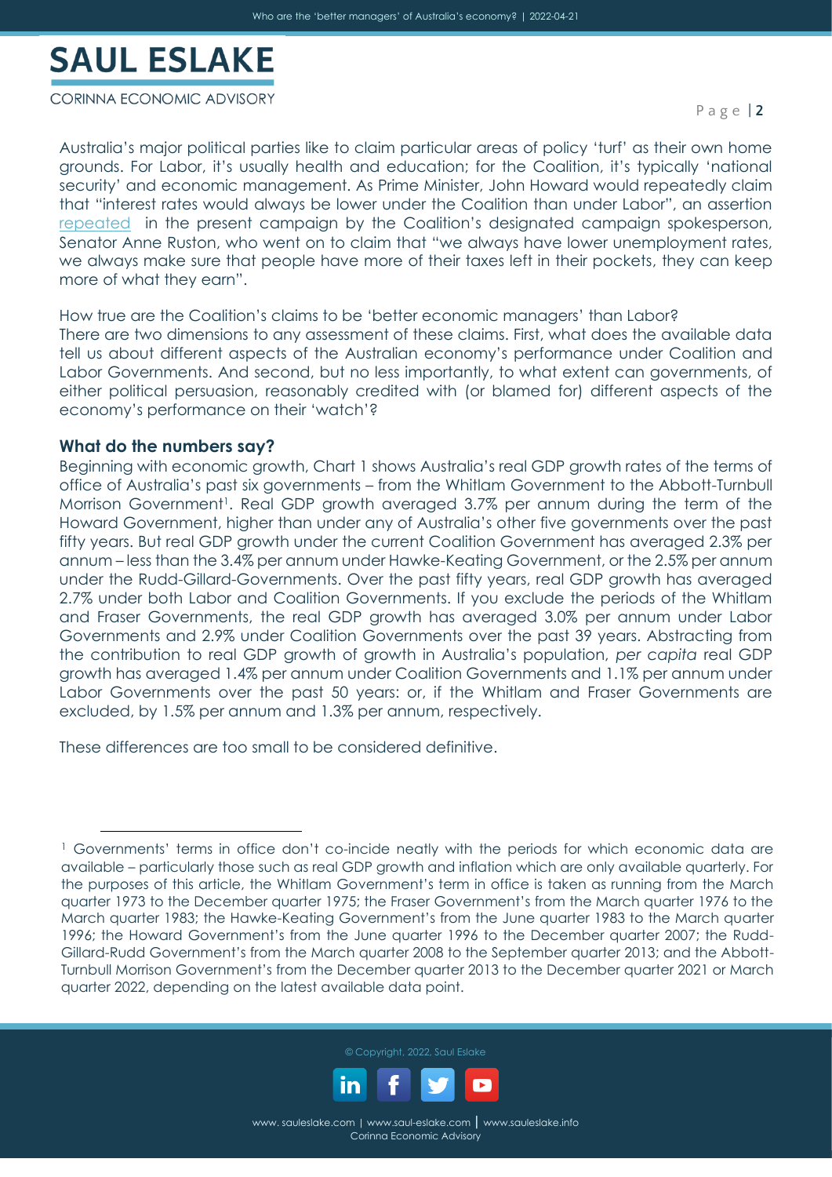Australia's major political parties like to claim particular areas of policy 'turf' as their own home grounds. For Labor, it's usually health and education; for the Coalition, it's typically 'national security' and economic management. As Prime Minister, John Howard would repeatedly claim that "interest rates would always be lower under the Coalition than under Labor", an assertion repeated in the present campaign by the Coalition's designated campaign spokesperson, Senator Anne Ruston, who went on to claim that "we always have lower unemployment rates, we always make sure that people have more of their taxes left in their pockets, they can keep more of what they earn".

How true are the Coalition's claims to be 'better economic managers' than Labor?
There are two dimensions to any assessment of these claims. First, what does the available data tell us about different aspects of the Australian economy's performance under Coalition and Labor Governments. And second, but no less importantly, to what extent can governments, of either political persuasion, reasonably credited with (or blamed for) different aspects of the economy's performance on their 'watch'?

**What do the numbers say?**

Beginning with economic growth, Chart 1 shows Australia's real GDP growth rates of the terms of office of Australia's past six governments – from the Whitlam Government to the Abbott-Turnbull Morrison Government[1]. Real GDP growth averaged 3.7% per annum during the term of the Howard Government, higher than under any of Australia's other five governments over the past fifty years. But real GDP growth under the current Coalition Government has averaged 2.3% per annum – less than the 3.4% per annum under Hawke-Keating Government, or the 2.5% per annum under the Rudd-Gillard-Governments. Over the past fifty years, real GDP growth has averaged 2.7% under both Labor and Coalition Governments. If you exclude the periods of the Whitlam and Fraser Governments, the real GDP growth has averaged 3.0% per annum under Labor Governments and 2.9% under Coalition Governments over the past 39 years. Abstracting from the contribution to real GDP growth of growth in Australia's population, *per capita* real GDP growth has averaged 1.4% per annum under Coalition Governments and 1.1% per annum under Labor Governments over the past 50 years: or, if the Whitlam and Fraser Governments are excluded, by 1.5% per annum and 1.3% per annum, respectively.

These differences are too small to be considered definitive.

---

[1] Governments' terms in office don't co-incide neatly with the periods for which economic data are available – particularly those such as real GDP growth and inflation which are only available quarterly. For the purposes of this article, the Whitlam Government's term in office is taken as running from the March quarter 1973 to the December quarter 1975; the Fraser Government's from the March quarter 1976 to the March quarter 1983; the Hawke-Keating Government's from the June quarter 1983 to the March quarter 1996; the Howard Government's from the June quarter 1996 to the December quarter 2007; the Rudd-Gillard-Rudd Government's from the March quarter 2008 to the September quarter 2013; and the Abbott-Turnbull Morrison Government's from the December quarter 2013 to the December quarter 2021 or March quarter 2022, depending on the latest available data point.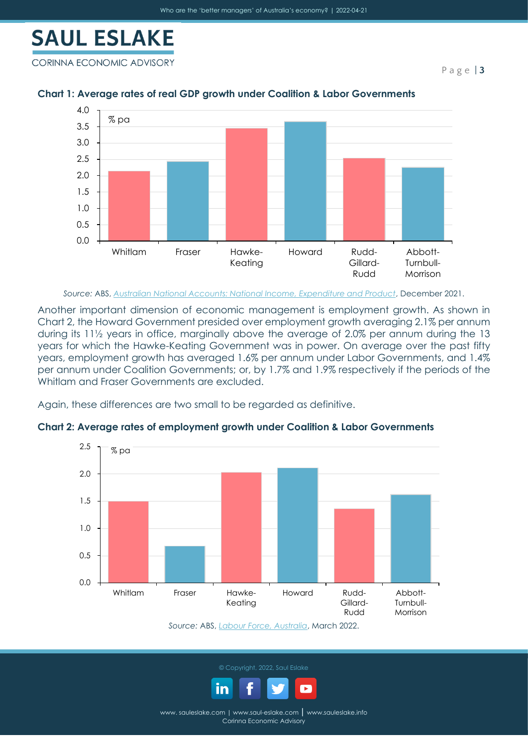**Chart 1: Average rates of real GDP growth under Coalition & Labor Governments**

*Source:* ABS, *Australian National Accounts: National Income, Expenditure and Product*, December 2021.

Another important dimension of economic management is employment growth. As shown in Chart 2, the Howard Government presided over employment growth averaging 2.1% per annum during its 11½ years in office, marginally above the average of 2.0% per annum during the 13 years for which the Hawke-Keating Government was in power. On average over the past fifty years, employment growth has averaged 1.6% per annum under Labor Governments, and 1.4% per annum under Coalition Governments; or, by 1.7% and 1.9% respectively if the periods of the Whitlam and Fraser Governments are excluded.

Again, these differences are two small to be regarded as definitive.

**Chart 2: Average rates of employment growth under Coalition & Labor Governments**

*Source:* ABS, *Labour Force, Australia*, March 2022.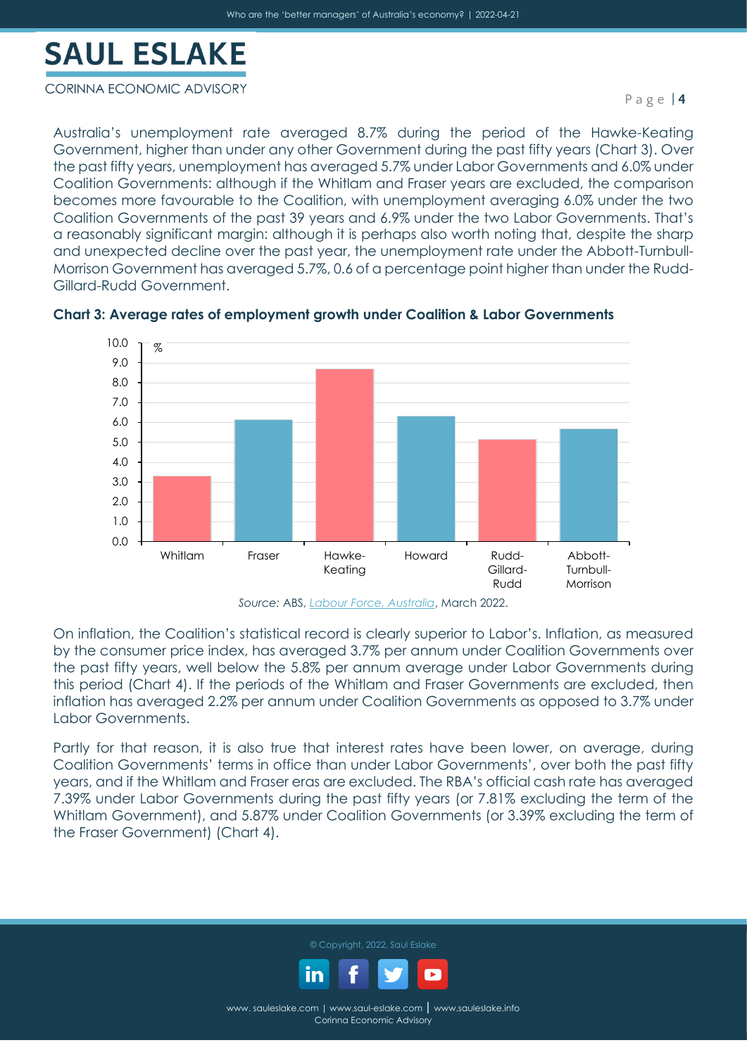Australia's unemployment rate averaged 8.7% during the period of the Hawke-Keating Government, higher than under any other Government during the past fifty years (Chart 3). Over the past fifty years, unemployment has averaged 5.7% under Labor Governments and 6.0% under Coalition Governments: although if the Whitlam and Fraser years are excluded, the comparison becomes more favourable to the Coalition, with unemployment averaging 6.0% under the two Coalition Governments of the past 39 years and 6.9% under the two Labor Governments. That's a reasonably significant margin: although it is perhaps also worth noting that, despite the sharp and unexpected decline over the past year, the unemployment rate under the Abbott-Turnbull-Morrison Government has averaged 5.7%, 0.6 of a percentage point higher than under the Rudd-Gillard-Rudd Government.

**Chart 3: Average rates of employment growth under Coalition & Labor Governments**

| Government | % |
|---|---|
| Whitlam | 3.3 |
| Fraser | 6.1 |
| Hawke-Keating | 8.7 |
| Howard | 6.3 |
| Rudd-Gillard-Rudd | 5.1 |
| Abbott-Turnbull-Morrison | 5.7 |

*Source:* ABS, *Labour Force, Australia*, March 2022.

On inflation, the Coalition's statistical record is clearly superior to Labor's. Inflation, as measured by the consumer price index, has averaged 3.7% per annum under Coalition Governments over the past fifty years, well below the 5.8% per annum average under Labor Governments during this period (Chart 4). If the periods of the Whitlam and Fraser Governments are excluded, then inflation has averaged 2.2% per annum under Coalition Governments as opposed to 3.7% under Labor Governments.

Partly for that reason, it is also true that interest rates have been lower, on average, during Coalition Governments' terms in office than under Labor Governments', over both the past fifty years, and if the Whitlam and Fraser eras are excluded. The RBA's official cash rate has averaged 7.39% under Labor Governments during the past fifty years (or 7.81% excluding the term of the Whitlam Government), and 5.87% under Coalition Governments (or 3.39% excluding the term of the Fraser Government) (Chart 4).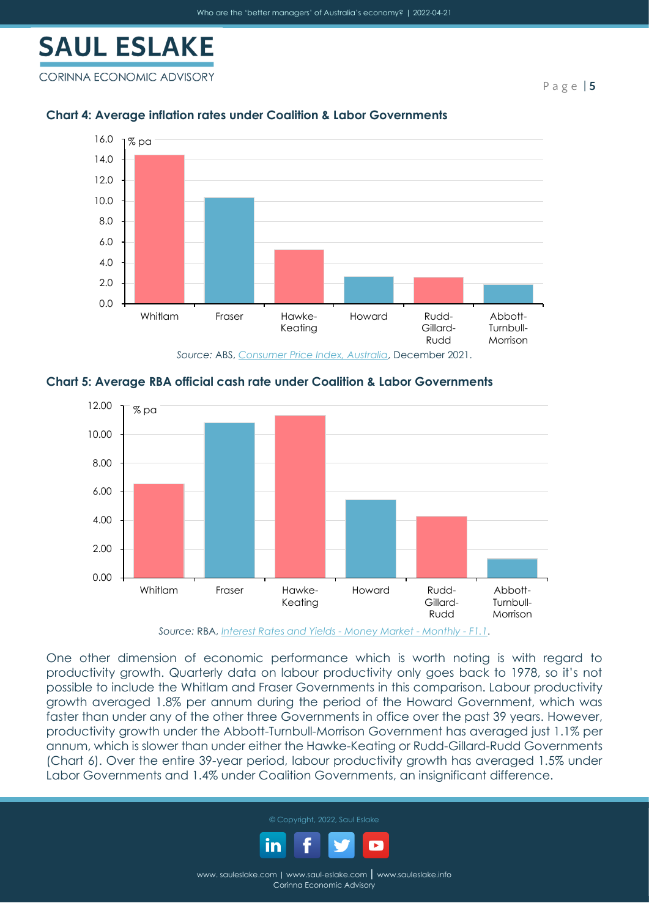**Chart 4: Average inflation rates under Coalition & Labor Governments**

*Source:* ABS, *Consumer Price Index, Australia*, December 2021.

**Chart 5: Average RBA official cash rate under Coalition & Labor Governments**

*Source:* RBA, *Interest Rates and Yields - Money Market - Monthly - F1.1*.

One other dimension of economic performance which is worth noting is with regard to productivity growth. Quarterly data on labour productivity only goes back to 1978, so it's not possible to include the Whitlam and Fraser Governments in this comparison. Labour productivity growth averaged 1.8% per annum during the period of the Howard Government, which was faster than under any of the other three Governments in office over the past 39 years. However, productivity growth under the Abbott-Turnbull-Morrison Government has averaged just 1.1% per annum, which is slower than under either the Hawke-Keating or Rudd-Gillard-Rudd Governments (Chart 6). Over the entire 39-year period, labour productivity growth has averaged 1.5% under Labor Governments and 1.4% under Coalition Governments, an insignificant difference.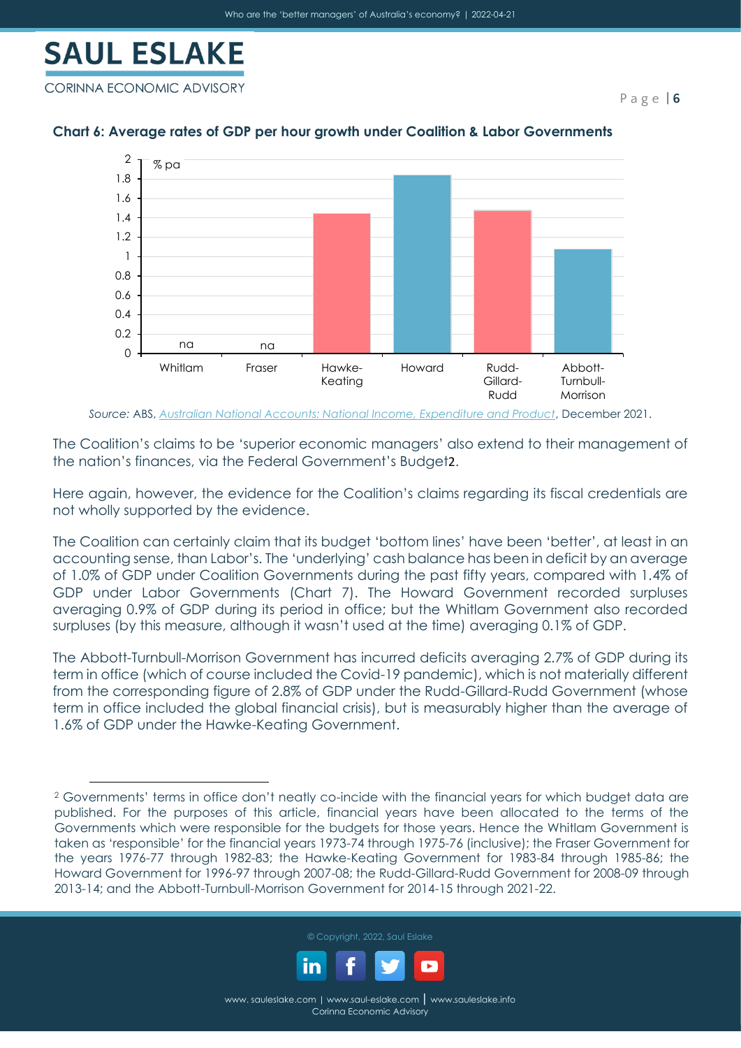**Chart 6: Average rates of GDP per hour growth under Coalition & Labor Governments**

Source: ABS, *Australian National Accounts: National Income, Expenditure and Product*, December 2021.

The Coalition's claims to be 'superior economic managers' also extend to their management of the nation's finances, via the Federal Government's Budget[2].

Here again, however, the evidence for the Coalition's claims regarding its fiscal credentials are not wholly supported by the evidence.

The Coalition can certainly claim that its budget 'bottom lines' have been 'better', at least in an accounting sense, than Labor's. The 'underlying' cash balance has been in deficit by an average of 1.0% of GDP under Coalition Governments during the past fifty years, compared with 1.4% of GDP under Labor Governments (Chart 7). The Howard Government recorded surpluses averaging 0.9% of GDP during its period in office; but the Whitlam Government also recorded surpluses (by this measure, although it wasn't used at the time) averaging 0.1% of GDP.

The Abbott-Turnbull-Morrison Government has incurred deficits averaging 2.7% of GDP during its term in office (which of course included the Covid-19 pandemic), which is not materially different from the corresponding figure of 2.8% of GDP under the Rudd-Gillard-Rudd Government (whose term in office included the global financial crisis), but is measurably higher than the average of 1.6% of GDP under the Hawke-Keating Government.

---

[2] Governments' terms in office don't neatly co-incide with the financial years for which budget data are published. For the purposes of this article, financial years have been allocated to the terms of the Governments which were responsible for the budgets for those years. Hence the Whitlam Government is taken as 'responsible' for the financial years 1973-74 through 1975-76 (inclusive); the Fraser Government for the years 1976-77 through 1982-83; the Hawke-Keating Government for 1983-84 through 1985-86; the Howard Government for 1996-97 through 2007-08; the Rudd-Gillard-Rudd Government for 2008-09 through 2013-14; and the Abbott-Turnbull-Morrison Government for 2014-15 through 2021-22.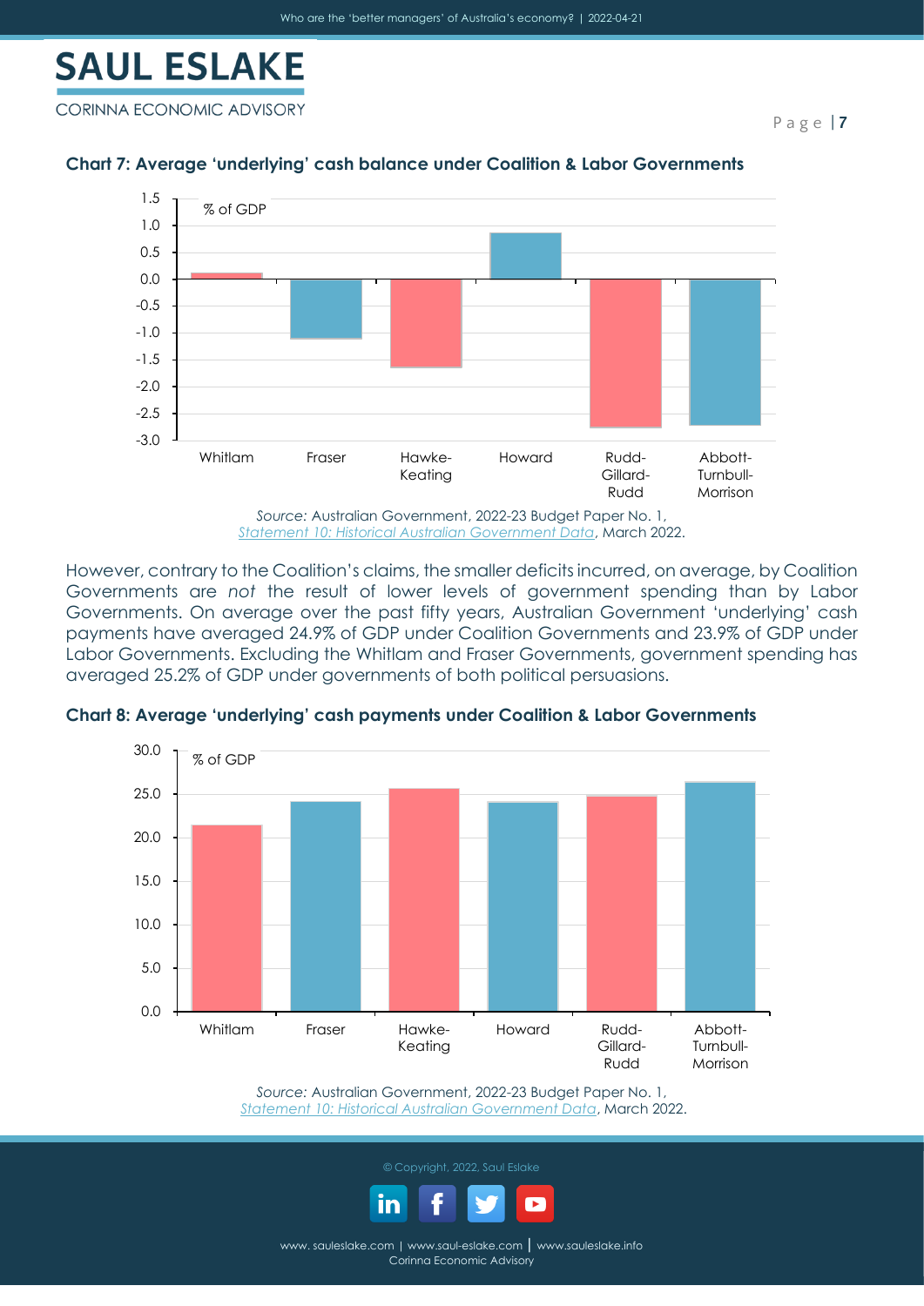### Chart 7: Average 'underlying' cash balance under Coalition & Labor Governments

*Source:* Australian Government, 2022-23 Budget Paper No. 1, *Statement 10: Historical Australian Government Data*, March 2022.

However, contrary to the Coalition's claims, the smaller deficits incurred, on average, by Coalition Governments are *not* the result of lower levels of government spending than by Labor Governments. On average over the past fifty years, Australian Government 'underlying' cash payments have averaged 24.9% of GDP under Coalition Governments and 23.9% of GDP under Labor Governments. Excluding the Whitlam and Fraser Governments, government spending has averaged 25.2% of GDP under governments of both political persuasions.

### Chart 8: Average 'underlying' cash payments under Coalition & Labor Governments

*Source:* Australian Government, 2022-23 Budget Paper No. 1, *Statement 10: Historical Australian Government Data*, March 2022.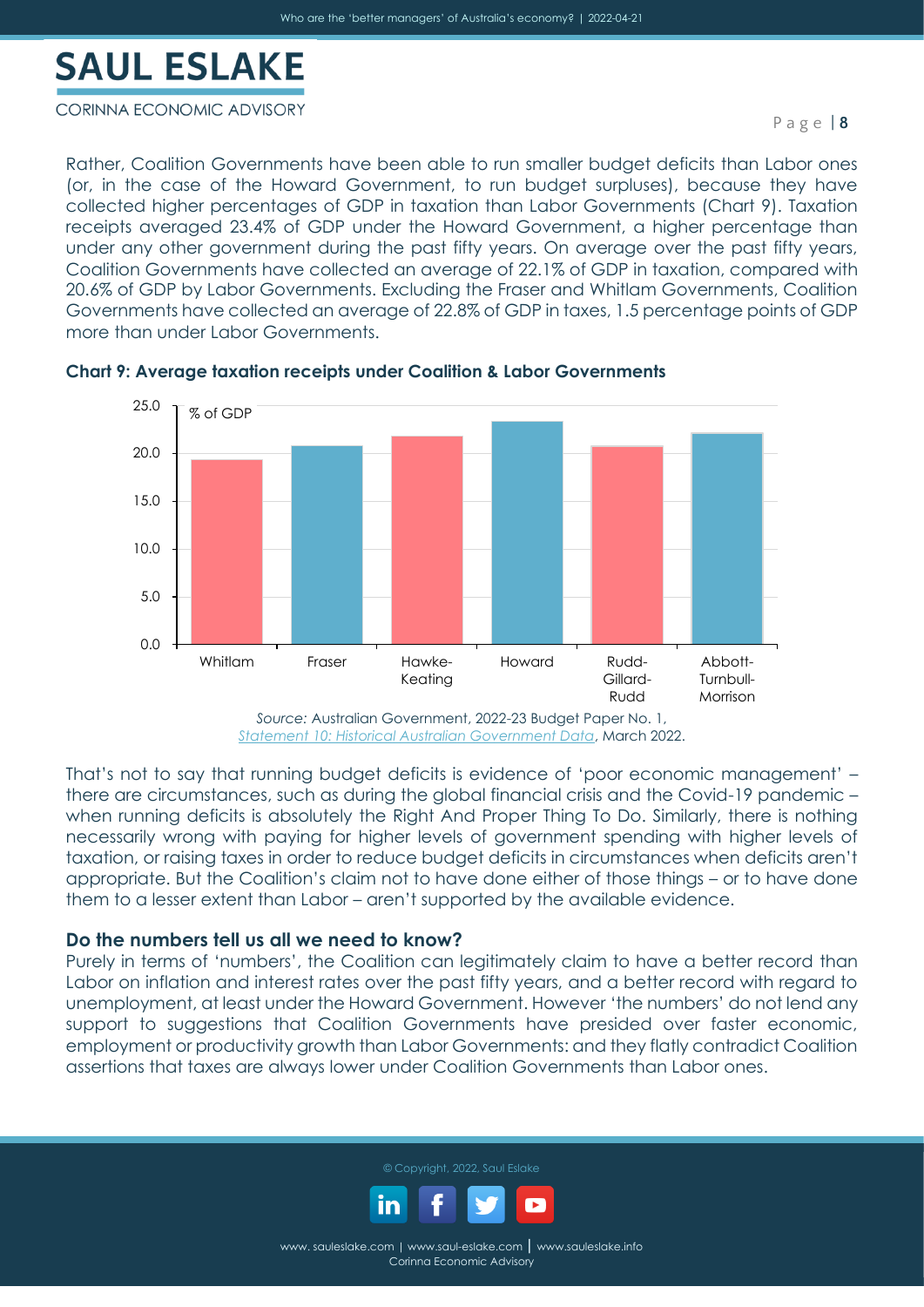Rather, Coalition Governments have been able to run smaller budget deficits than Labor ones (or, in the case of the Howard Government, to run budget surpluses), because they have collected higher percentages of GDP in taxation than Labor Governments (Chart 9). Taxation receipts averaged 23.4% of GDP under the Howard Government, a higher percentage than under any other government during the past fifty years. On average over the past fifty years, Coalition Governments have collected an average of 22.1% of GDP in taxation, compared with 20.6% of GDP by Labor Governments. Excluding the Fraser and Whitlam Governments, Coalition Governments have collected an average of 22.8% of GDP in taxes, 1.5 percentage points of GDP more than under Labor Governments.

**Chart 9: Average taxation receipts under Coalition & Labor Governments**

*Source:* Australian Government, 2022-23 Budget Paper No. 1, Statement 10: Historical Australian Government Data, March 2022.

That's not to say that running budget deficits is evidence of 'poor economic management' – there are circumstances, such as during the global financial crisis and the Covid-19 pandemic – when running deficits is absolutely the Right And Proper Thing To Do. Similarly, there is nothing necessarily wrong with paying for higher levels of government spending with higher levels of taxation, or raising taxes in order to reduce budget deficits in circumstances when deficits aren't appropriate. But the Coalition's claim not to have done either of those things – or to have done them to a lesser extent than Labor – aren't supported by the available evidence.

**Do the numbers tell us all we need to know?**

Purely in terms of 'numbers', the Coalition can legitimately claim to have a better record than Labor on inflation and interest rates over the past fifty years, and a better record with regard to unemployment, at least under the Howard Government. However 'the numbers' do not lend any support to suggestions that Coalition Governments have presided over faster economic, employment or productivity growth than Labor Governments: and they flatly contradict Coalition assertions that taxes are always lower under Coalition Governments than Labor ones.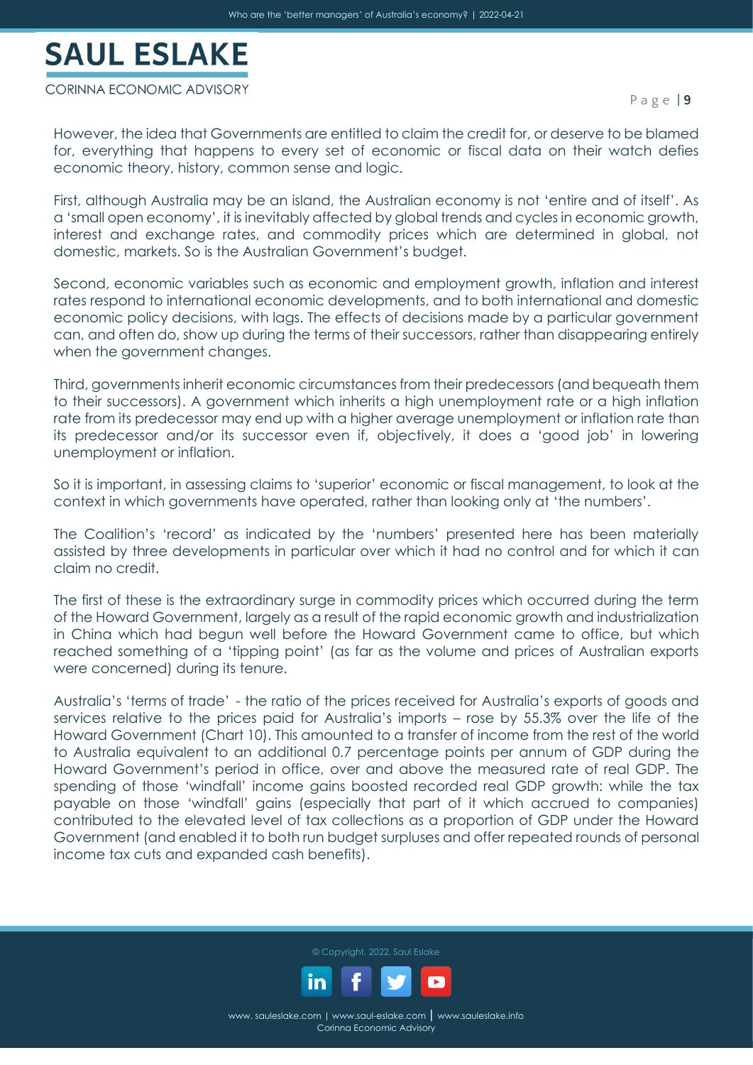However, the idea that Governments are entitled to claim the credit for, or deserve to be blamed for, everything that happens to every set of economic or fiscal data on their watch defies economic theory, history, common sense and logic.

First, although Australia may be an island, the Australian economy is not 'entire and of itself'. As a 'small open economy', it is inevitably affected by global trends and cycles in economic growth, interest and exchange rates, and commodity prices which are determined in global, not domestic, markets. So is the Australian Government's budget.

Second, economic variables such as economic and employment growth, inflation and interest rates respond to international economic developments, and to both international and domestic economic policy decisions, with lags. The effects of decisions made by a particular government can, and often do, show up during the terms of their successors, rather than disappearing entirely when the government changes.

Third, governments inherit economic circumstances from their predecessors (and bequeath them to their successors). A government which inherits a high unemployment rate or a high inflation rate from its predecessor may end up with a higher average unemployment or inflation rate than its predecessor and/or its successor even if, objectively, it does a 'good job' in lowering unemployment or inflation.

So it is important, in assessing claims to 'superior' economic or fiscal management, to look at the context in which governments have operated, rather than looking only at 'the numbers'.

The Coalition's 'record' as indicated by the 'numbers' presented here has been materially assisted by three developments in particular over which it had no control and for which it can claim no credit.

The first of these is the extraordinary surge in commodity prices which occurred during the term of the Howard Government, largely as a result of the rapid economic growth and industrialization in China which had begun well before the Howard Government came to office, but which reached something of a 'tipping point' (as far as the volume and prices of Australian exports were concerned) during its tenure.

Australia's 'terms of trade' - the ratio of the prices received for Australia's exports of goods and services relative to the prices paid for Australia's imports – rose by 55.3% over the life of the Howard Government (Chart 10). This amounted to a transfer of income from the rest of the world to Australia equivalent to an additional 0.7 percentage points per annum of GDP during the Howard Government's period in office, over and above the measured rate of real GDP. The spending of those 'windfall' income gains boosted recorded real GDP growth: while the tax payable on those 'windfall' gains (especially that part of it which accrued to companies) contributed to the elevated level of tax collections as a proportion of GDP under the Howard Government (and enabled it to both run budget surpluses and offer repeated rounds of personal income tax cuts and expanded cash benefits).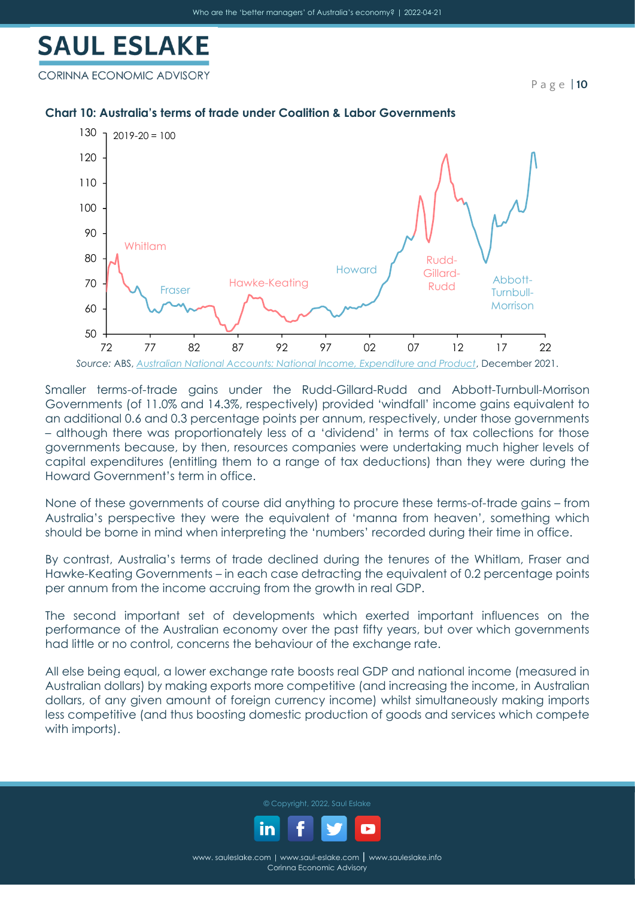**Chart 10: Australia's terms of trade under Coalition & Labor Governments**

Source: ABS, *Australian National Accounts: National Income, Expenditure and Product*, December 2021.

Smaller terms-of-trade gains under the Rudd-Gillard-Rudd and Abbott-Turnbull-Morrison Governments (of 11.0% and 14.3%, respectively) provided 'windfall' income gains equivalent to an additional 0.6 and 0.3 percentage points per annum, respectively, under those governments – although there was proportionately less of a 'dividend' in terms of tax collections for those governments because, by then, resources companies were undertaking much higher levels of capital expenditures (entitling them to a range of tax deductions) than they were during the Howard Government's term in office.

None of these governments of course did anything to procure these terms-of-trade gains – from Australia's perspective they were the equivalent of 'manna from heaven', something which should be borne in mind when interpreting the 'numbers' recorded during their time in office.

By contrast, Australia's terms of trade declined during the tenures of the Whitlam, Fraser and Hawke-Keating Governments – in each case detracting the equivalent of 0.2 percentage points per annum from the income accruing from the growth in real GDP.

The second important set of developments which exerted important influences on the performance of the Australian economy over the past fifty years, but over which governments had little or no control, concerns the behaviour of the exchange rate.

All else being equal, a lower exchange rate boosts real GDP and national income (measured in Australian dollars) by making exports more competitive (and increasing the income, in Australian dollars, of any given amount of foreign currency income) whilst simultaneously making imports less competitive (and thus boosting domestic production of goods and services which compete with imports).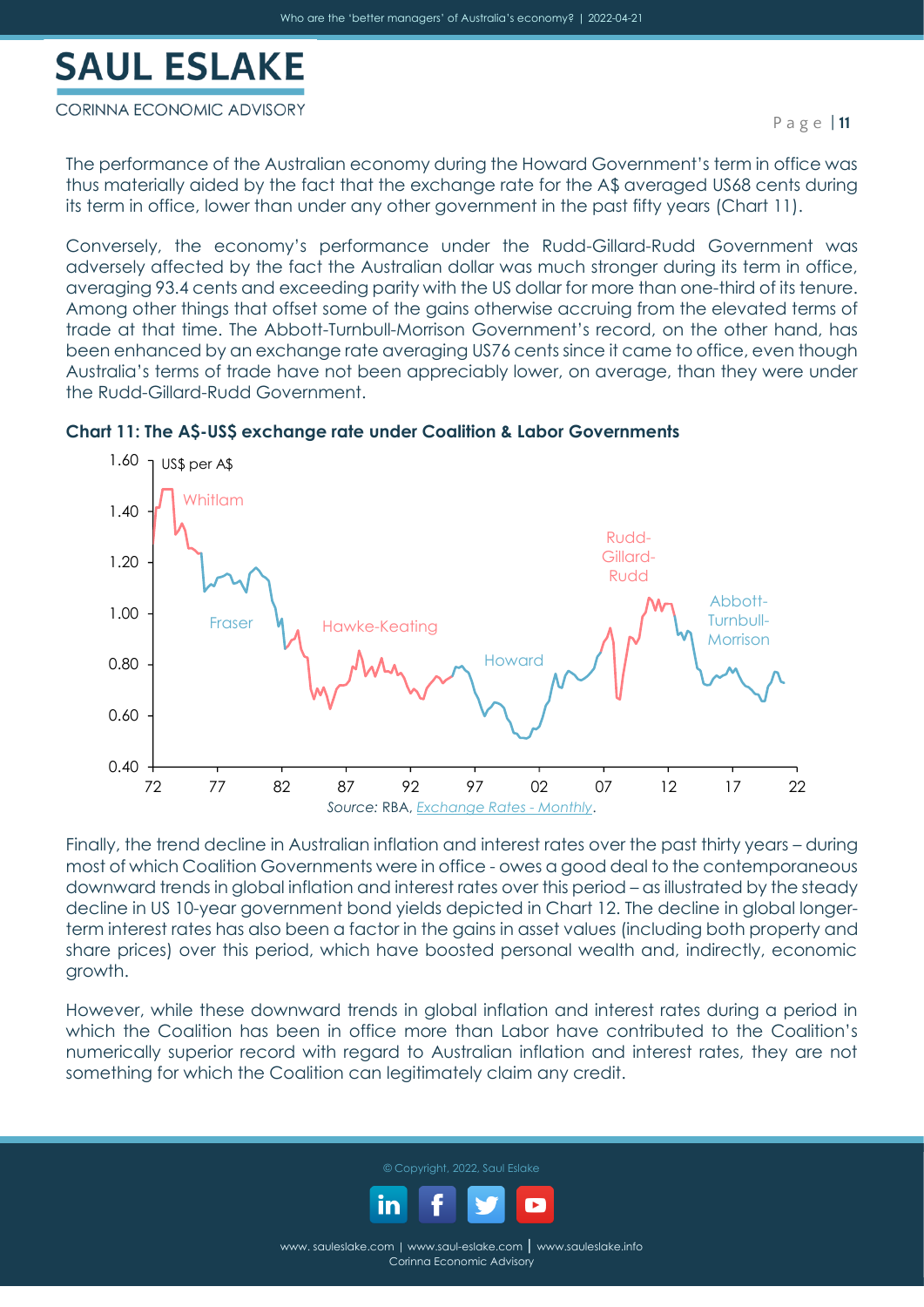The performance of the Australian economy during the Howard Government's term in office was thus materially aided by the fact that the exchange rate for the A$ averaged US68 cents during its term in office, lower than under any other government in the past fifty years (Chart 11).

Conversely, the economy's performance under the Rudd-Gillard-Rudd Government was adversely affected by the fact the Australian dollar was much stronger during its term in office, averaging 93.4 cents and exceeding parity with the US dollar for more than one-third of its tenure. Among other things that offset some of the gains otherwise accruing from the elevated terms of trade at that time. The Abbott-Turnbull-Morrison Government's record, on the other hand, has been enhanced by an exchange rate averaging US76 cents since it came to office, even though Australia's terms of trade have not been appreciably lower, on average, than they were under the Rudd-Gillard-Rudd Government.

**Chart 11: The A$-US$ exchange rate under Coalition & Labor Governments**

Source: RBA, Exchange Rates - Monthly.

Finally, the trend decline in Australian inflation and interest rates over the past thirty years – during most of which Coalition Governments were in office - owes a good deal to the contemporaneous downward trends in global inflation and interest rates over this period – as illustrated by the steady decline in US 10-year government bond yields depicted in Chart 12. The decline in global longer-term interest rates has also been a factor in the gains in asset values (including both property and share prices) over this period, which have boosted personal wealth and, indirectly, economic growth.

However, while these downward trends in global inflation and interest rates during a period in which the Coalition has been in office more than Labor have contributed to the Coalition's numerically superior record with regard to Australian inflation and interest rates, they are not something for which the Coalition can legitimately claim any credit.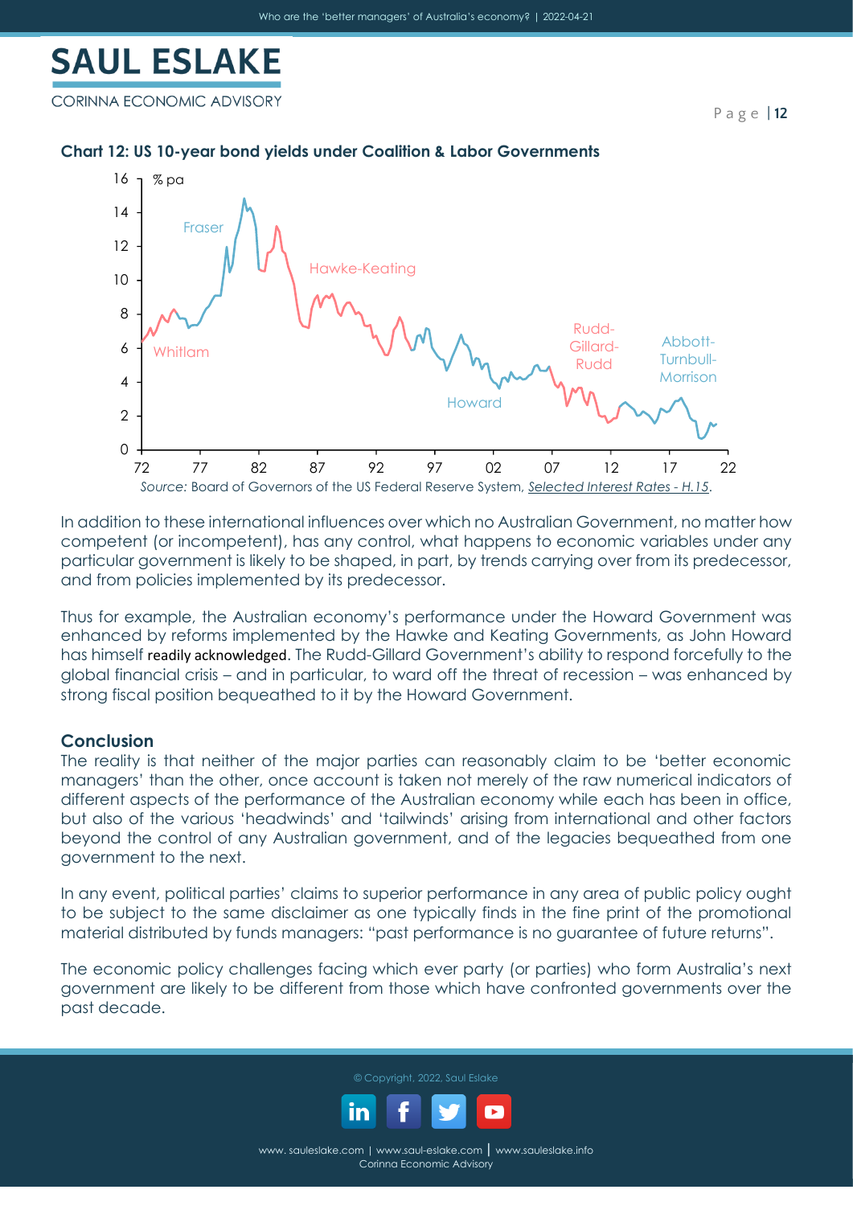**Chart 12: US 10-year bond yields under Coalition & Labor Governments**

Source: Board of Governors of the US Federal Reserve System, *Selected Interest Rates - H.15*.

In addition to these international influences over which no Australian Government, no matter how competent (or incompetent), has any control, what happens to economic variables under any particular government is likely to be shaped, in part, by trends carrying over from its predecessor, and from policies implemented by its predecessor.

Thus for example, the Australian economy's performance under the Howard Government was enhanced by reforms implemented by the Hawke and Keating Governments, as John Howard has himself readily acknowledged. The Rudd-Gillard Government's ability to respond forcefully to the global financial crisis – and in particular, to ward off the threat of recession – was enhanced by strong fiscal position bequeathed to it by the Howard Government.

## Conclusion

The reality is that neither of the major parties can reasonably claim to be 'better economic managers' than the other, once account is taken not merely of the raw numerical indicators of different aspects of the performance of the Australian economy while each has been in office, but also of the various 'headwinds' and 'tailwinds' arising from international and other factors beyond the control of any Australian government, and of the legacies bequeathed from one government to the next.

In any event, political parties' claims to superior performance in any area of public policy ought to be subject to the same disclaimer as one typically finds in the fine print of the promotional material distributed by funds managers: "past performance is no guarantee of future returns".

The economic policy challenges facing which ever party (or parties) who form Australia's next government are likely to be different from those which have confronted governments over the past decade.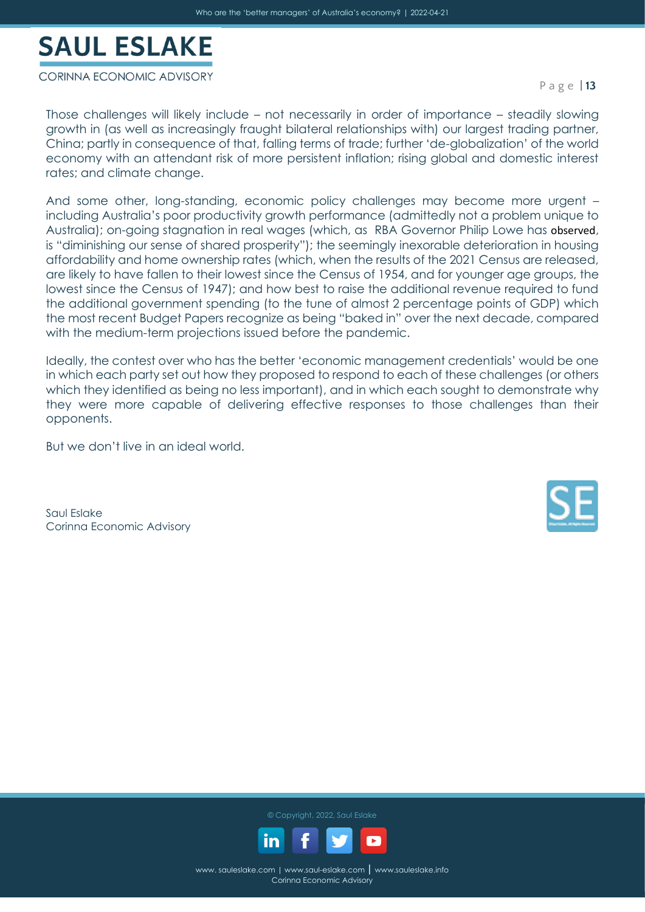Those challenges will likely include – not necessarily in order of importance – steadily slowing growth in (as well as increasingly fraught bilateral relationships with) our largest trading partner, China; partly in consequence of that, falling terms of trade; further 'de-globalization' of the world economy with an attendant risk of more persistent inflation; rising global and domestic interest rates; and climate change.

And some other, long-standing, economic policy challenges may become more urgent – including Australia's poor productivity growth performance (admittedly not a problem unique to Australia); on-going stagnation in real wages (which, as RBA Governor Philip Lowe has observed, is "diminishing our sense of shared prosperity"); the seemingly inexorable deterioration in housing affordability and home ownership rates (which, when the results of the 2021 Census are released, are likely to have fallen to their lowest since the Census of 1954, and for younger age groups, the lowest since the Census of 1947); and how best to raise the additional revenue required to fund the additional government spending (to the tune of almost 2 percentage points of GDP) which the most recent Budget Papers recognize as being "baked in" over the next decade, compared with the medium-term projections issued before the pandemic.

Ideally, the contest over who has the better 'economic management credentials' would be one in which each party set out how they proposed to respond to each of these challenges (or others which they identified as being no less important), and in which each sought to demonstrate why they were more capable of delivering effective responses to those challenges than their opponents.

But we don't live in an ideal world.

Saul Eslake
Corinna Economic Advisory